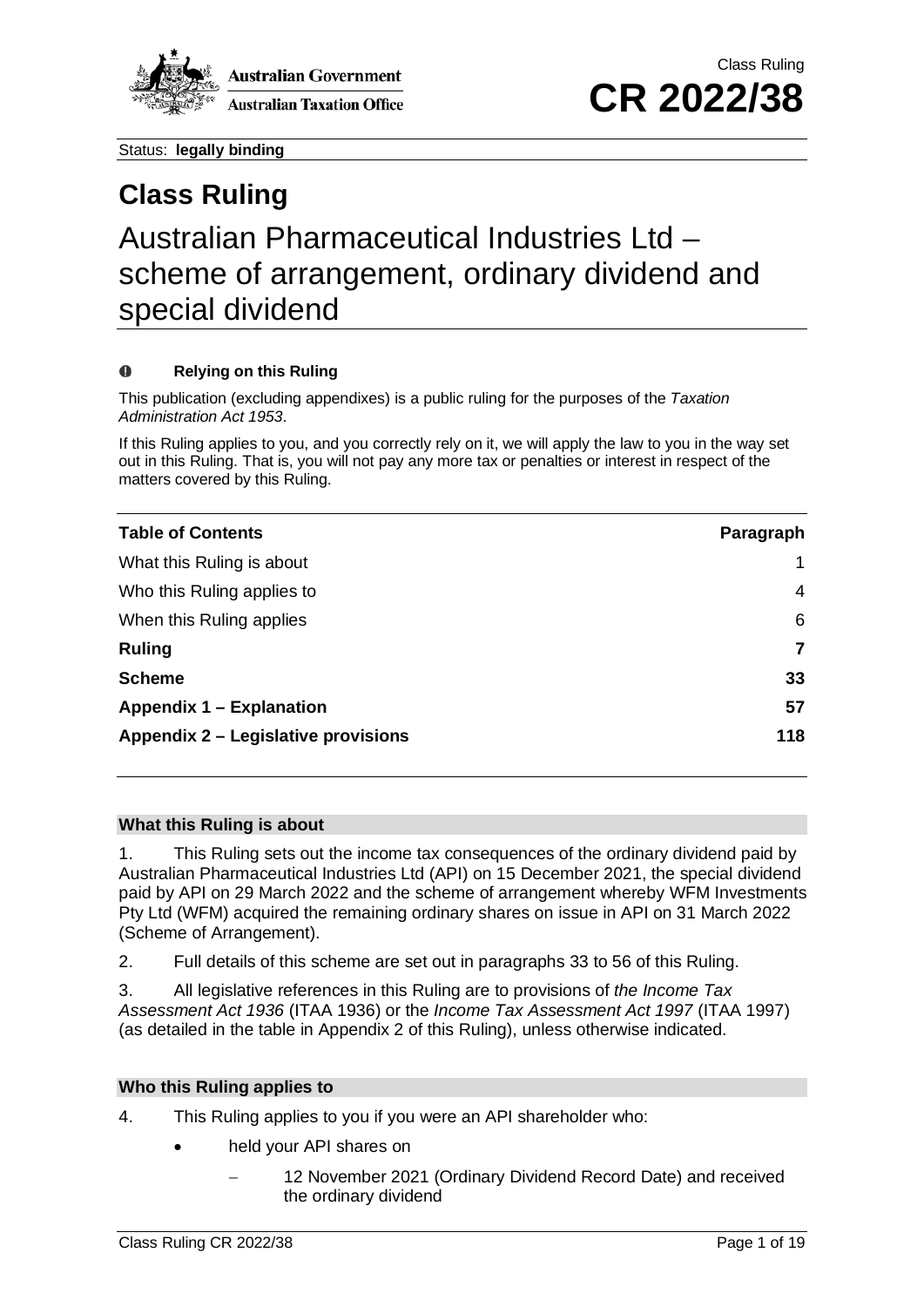Class Ruling

**CR 2022/38**

Status: **legally binding**

# Class Ruling

## Australian Pharmaceutical Industries Ltd – scheme of arrangement, ordinary dividend and special dividend

**Relying on this Ruling**

This publication (excluding appendixes) is a public ruling for the purposes of the *Taxation Administration Act 1953*.

If this Ruling applies to you, and you correctly rely on it, we will apply the law to you in the way set out in this Ruling. That is, you will not pay any more tax or penalties or interest in respect of the matters covered by this Ruling.

| **Table of Contents** | **Paragraph** |
|---|---|
| What this Ruling is about | 1 |
| Who this Ruling applies to | 4 |
| When this Ruling applies | 6 |
| **Ruling** | **7** |
| **Scheme** | **33** |
| **Appendix 1 – Explanation** | **57** |
| **Appendix 2 – Legislative provisions** | **118** |

### What this Ruling is about

1. This Ruling sets out the income tax consequences of the ordinary dividend paid by Australian Pharmaceutical Industries Ltd (API) on 15 December 2021, the special dividend paid by API on 29 March 2022 and the scheme of arrangement whereby WFM Investments Pty Ltd (WFM) acquired the remaining ordinary shares on issue in API on 31 March 2022 (Scheme of Arrangement).

2. Full details of this scheme are set out in paragraphs 33 to 56 of this Ruling.

3. All legislative references in this Ruling are to provisions of *the Income Tax Assessment Act 1936* (ITAA 1936) or the *Income Tax Assessment Act 1997* (ITAA 1997) (as detailed in the table in Appendix 2 of this Ruling), unless otherwise indicated.

### Who this Ruling applies to

4. This Ruling applies to you if you were an API shareholder who:

- held your API shares on
  - 12 November 2021 (Ordinary Dividend Record Date) and received the ordinary dividend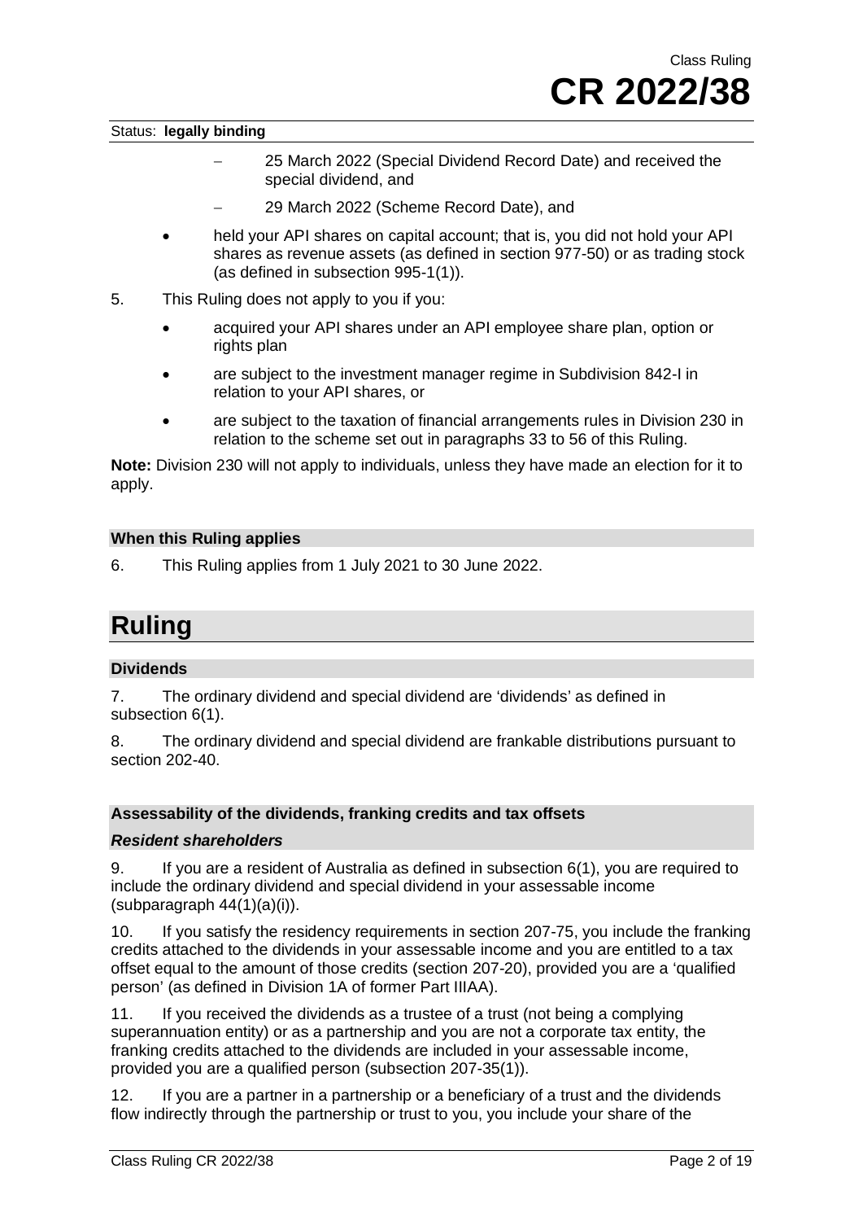- 25 March 2022 (Special Dividend Record Date) and received the special dividend, and
  - 29 March 2022 (Scheme Record Date), and
- held your API shares on capital account; that is, you did not hold your API shares as revenue assets (as defined in section 977-50) or as trading stock (as defined in subsection 995-1(1)).

5. This Ruling does not apply to you if you:

- acquired your API shares under an API employee share plan, option or rights plan
- are subject to the investment manager regime in Subdivision 842-I in relation to your API shares, or
- are subject to the taxation of financial arrangements rules in Division 230 in relation to the scheme set out in paragraphs 33 to 56 of this Ruling.

**Note:** Division 230 will not apply to individuals, unless they have made an election for it to apply.

### When this Ruling applies

6. This Ruling applies from 1 July 2021 to 30 June 2022.

## Ruling

### Dividends

7. The ordinary dividend and special dividend are 'dividends' as defined in subsection 6(1).

8. The ordinary dividend and special dividend are frankable distributions pursuant to section 202-40.

### Assessability of the dividends, franking credits and tax offsets

#### *Resident shareholders*

9. If you are a resident of Australia as defined in subsection 6(1), you are required to include the ordinary dividend and special dividend in your assessable income (subparagraph 44(1)(a)(i)).

10. If you satisfy the residency requirements in section 207-75, you include the franking credits attached to the dividends in your assessable income and you are entitled to a tax offset equal to the amount of those credits (section 207-20), provided you are a 'qualified person' (as defined in Division 1A of former Part IIIAA).

11. If you received the dividends as a trustee of a trust (not being a complying superannuation entity) or as a partnership and you are not a corporate tax entity, the franking credits attached to the dividends are included in your assessable income, provided you are a qualified person (subsection 207-35(1)).

12. If you are a partner in a partnership or a beneficiary of a trust and the dividends flow indirectly through the partnership or trust to you, you include your share of the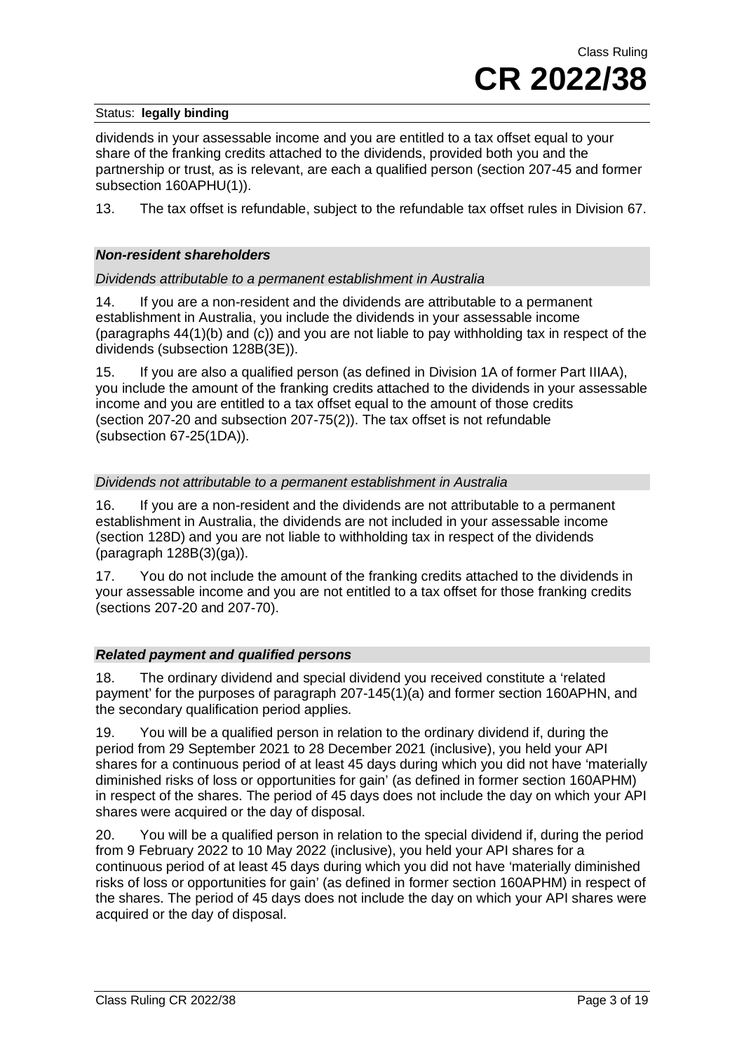dividends in your assessable income and you are entitled to a tax offset equal to your share of the franking credits attached to the dividends, provided both you and the partnership or trust, as is relevant, are each a qualified person (section 207-45 and former subsection 160APHU(1)).

13. The tax offset is refundable, subject to the refundable tax offset rules in Division 67.

### *Non-resident shareholders*

#### *Dividends attributable to a permanent establishment in Australia*

14. If you are a non-resident and the dividends are attributable to a permanent establishment in Australia, you include the dividends in your assessable income (paragraphs 44(1)(b) and (c)) and you are not liable to pay withholding tax in respect of the dividends (subsection 128B(3E)).

15. If you are also a qualified person (as defined in Division 1A of former Part IIIAA), you include the amount of the franking credits attached to the dividends in your assessable income and you are entitled to a tax offset equal to the amount of those credits (section 207-20 and subsection 207-75(2)). The tax offset is not refundable (subsection 67-25(1DA)).

#### *Dividends not attributable to a permanent establishment in Australia*

16. If you are a non-resident and the dividends are not attributable to a permanent establishment in Australia, the dividends are not included in your assessable income (section 128D) and you are not liable to withholding tax in respect of the dividends (paragraph 128B(3)(ga)).

17. You do not include the amount of the franking credits attached to the dividends in your assessable income and you are not entitled to a tax offset for those franking credits (sections 207-20 and 207-70).

### *Related payment and qualified persons*

18. The ordinary dividend and special dividend you received constitute a 'related payment' for the purposes of paragraph 207-145(1)(a) and former section 160APHN, and the secondary qualification period applies.

19. You will be a qualified person in relation to the ordinary dividend if, during the period from 29 September 2021 to 28 December 2021 (inclusive), you held your API shares for a continuous period of at least 45 days during which you did not have 'materially diminished risks of loss or opportunities for gain' (as defined in former section 160APHM) in respect of the shares. The period of 45 days does not include the day on which your API shares were acquired or the day of disposal.

20. You will be a qualified person in relation to the special dividend if, during the period from 9 February 2022 to 10 May 2022 (inclusive), you held your API shares for a continuous period of at least 45 days during which you did not have 'materially diminished risks of loss or opportunities for gain' (as defined in former section 160APHM) in respect of the shares. The period of 45 days does not include the day on which your API shares were acquired or the day of disposal.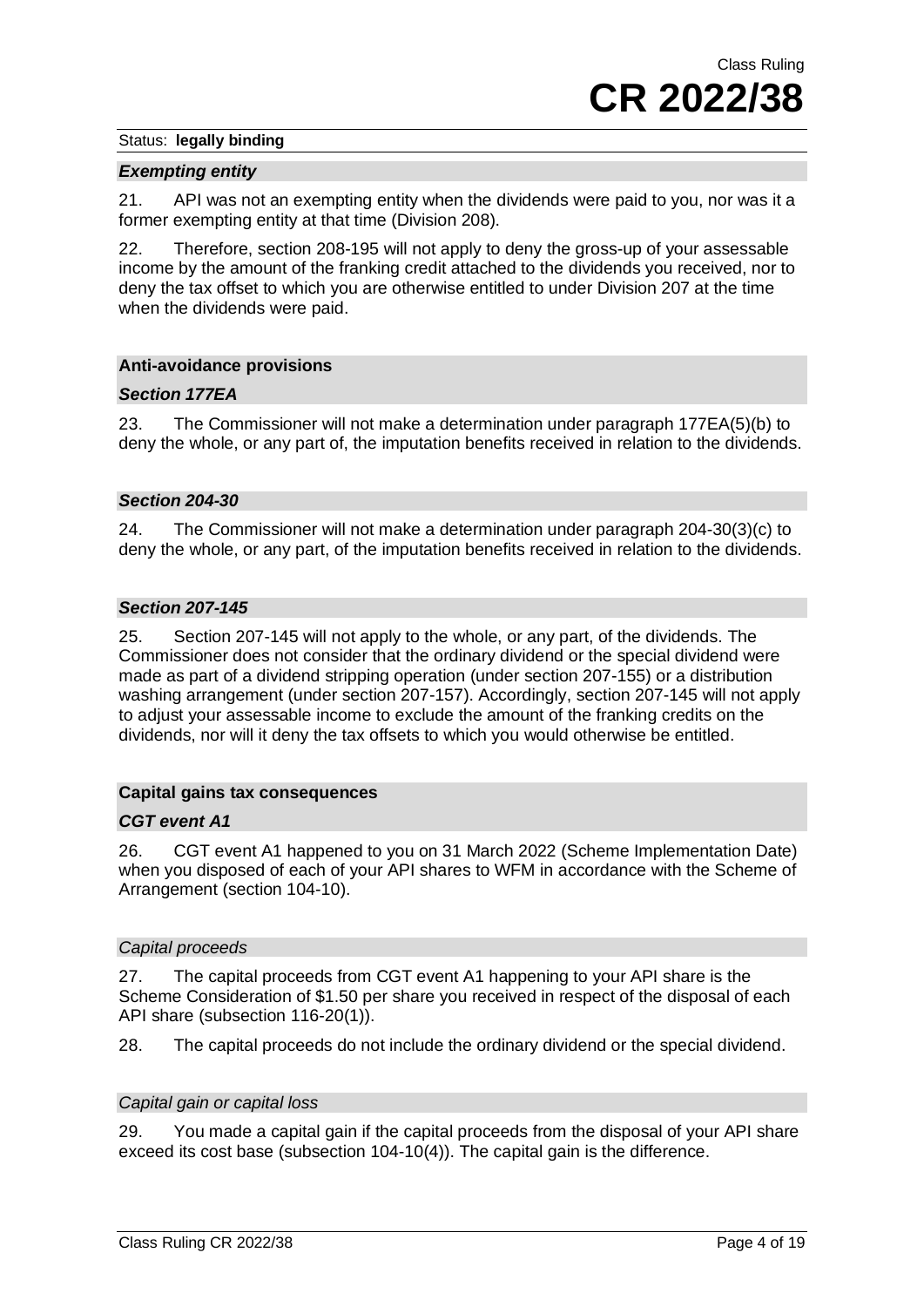### *Exempting entity*

21. API was not an exempting entity when the dividends were paid to you, nor was it a former exempting entity at that time (Division 208).

22. Therefore, section 208-195 will not apply to deny the gross-up of your assessable income by the amount of the franking credit attached to the dividends you received, nor to deny the tax offset to which you are otherwise entitled to under Division 207 at the time when the dividends were paid.

## Anti-avoidance provisions

### *Section 177EA*

23. The Commissioner will not make a determination under paragraph 177EA(5)(b) to deny the whole, or any part of, the imputation benefits received in relation to the dividends.

### *Section 204-30*

24. The Commissioner will not make a determination under paragraph 204-30(3)(c) to deny the whole, or any part, of the imputation benefits received in relation to the dividends.

### *Section 207-145*

25. Section 207-145 will not apply to the whole, or any part, of the dividends. The Commissioner does not consider that the ordinary dividend or the special dividend were made as part of a dividend stripping operation (under section 207-155) or a distribution washing arrangement (under section 207-157). Accordingly, section 207-145 will not apply to adjust your assessable income to exclude the amount of the franking credits on the dividends, nor will it deny the tax offsets to which you would otherwise be entitled.

## Capital gains tax consequences

### *CGT event A1*

26. CGT event A1 happened to you on 31 March 2022 (Scheme Implementation Date) when you disposed of each of your API shares to WFM in accordance with the Scheme of Arrangement (section 104-10).

#### *Capital proceeds*

27. The capital proceeds from CGT event A1 happening to your API share is the Scheme Consideration of $1.50 per share you received in respect of the disposal of each API share (subsection 116-20(1)).

28. The capital proceeds do not include the ordinary dividend or the special dividend.

#### *Capital gain or capital loss*

29. You made a capital gain if the capital proceeds from the disposal of your API share exceed its cost base (subsection 104-10(4)). The capital gain is the difference.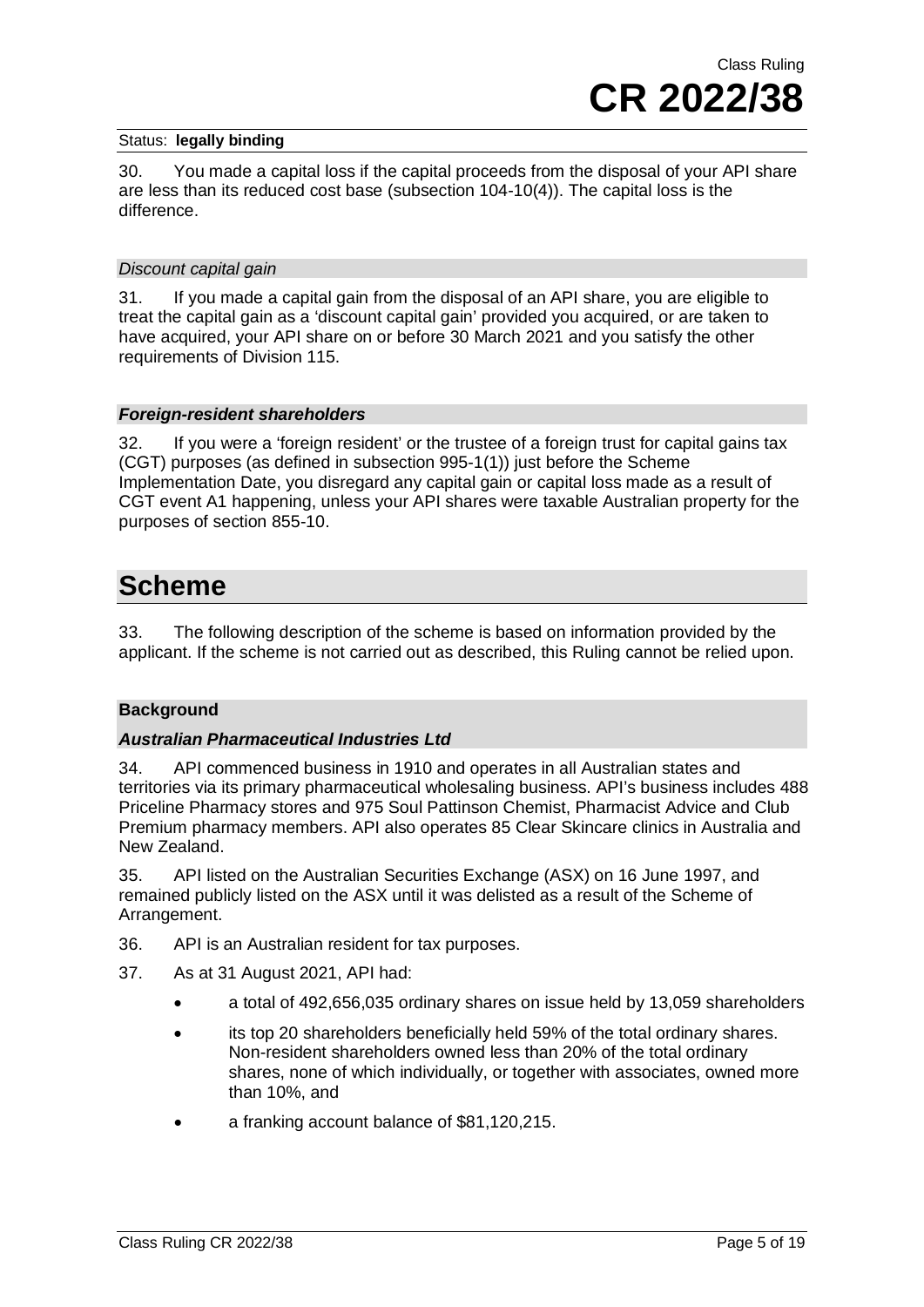Status: **legally binding**

30. You made a capital loss if the capital proceeds from the disposal of your API share are less than its reduced cost base (subsection 104-10(4)). The capital loss is the difference.

#### *Discount capital gain*

31. If you made a capital gain from the disposal of an API share, you are eligible to treat the capital gain as a 'discount capital gain' provided you acquired, or are taken to have acquired, your API share on or before 30 March 2021 and you satisfy the other requirements of Division 115.

### ***Foreign-resident shareholders***

32. If you were a 'foreign resident' or the trustee of a foreign trust for capital gains tax (CGT) purposes (as defined in subsection 995-1(1)) just before the Scheme Implementation Date, you disregard any capital gain or capital loss made as a result of CGT event A1 happening, unless your API shares were taxable Australian property for the purposes of section 855-10.

# Scheme

33. The following description of the scheme is based on information provided by the applicant. If the scheme is not carried out as described, this Ruling cannot be relied upon.

## Background

### ***Australian Pharmaceutical Industries Ltd***

34. API commenced business in 1910 and operates in all Australian states and territories via its primary pharmaceutical wholesaling business. API's business includes 488 Priceline Pharmacy stores and 975 Soul Pattinson Chemist, Pharmacist Advice and Club Premium pharmacy members. API also operates 85 Clear Skincare clinics in Australia and New Zealand.

35. API listed on the Australian Securities Exchange (ASX) on 16 June 1997, and remained publicly listed on the ASX until it was delisted as a result of the Scheme of Arrangement.

36. API is an Australian resident for tax purposes.

37. As at 31 August 2021, API had:

- a total of 492,656,035 ordinary shares on issue held by 13,059 shareholders
- its top 20 shareholders beneficially held 59% of the total ordinary shares. Non-resident shareholders owned less than 20% of the total ordinary shares, none of which individually, or together with associates, owned more than 10%, and
- a franking account balance of $81,120,215.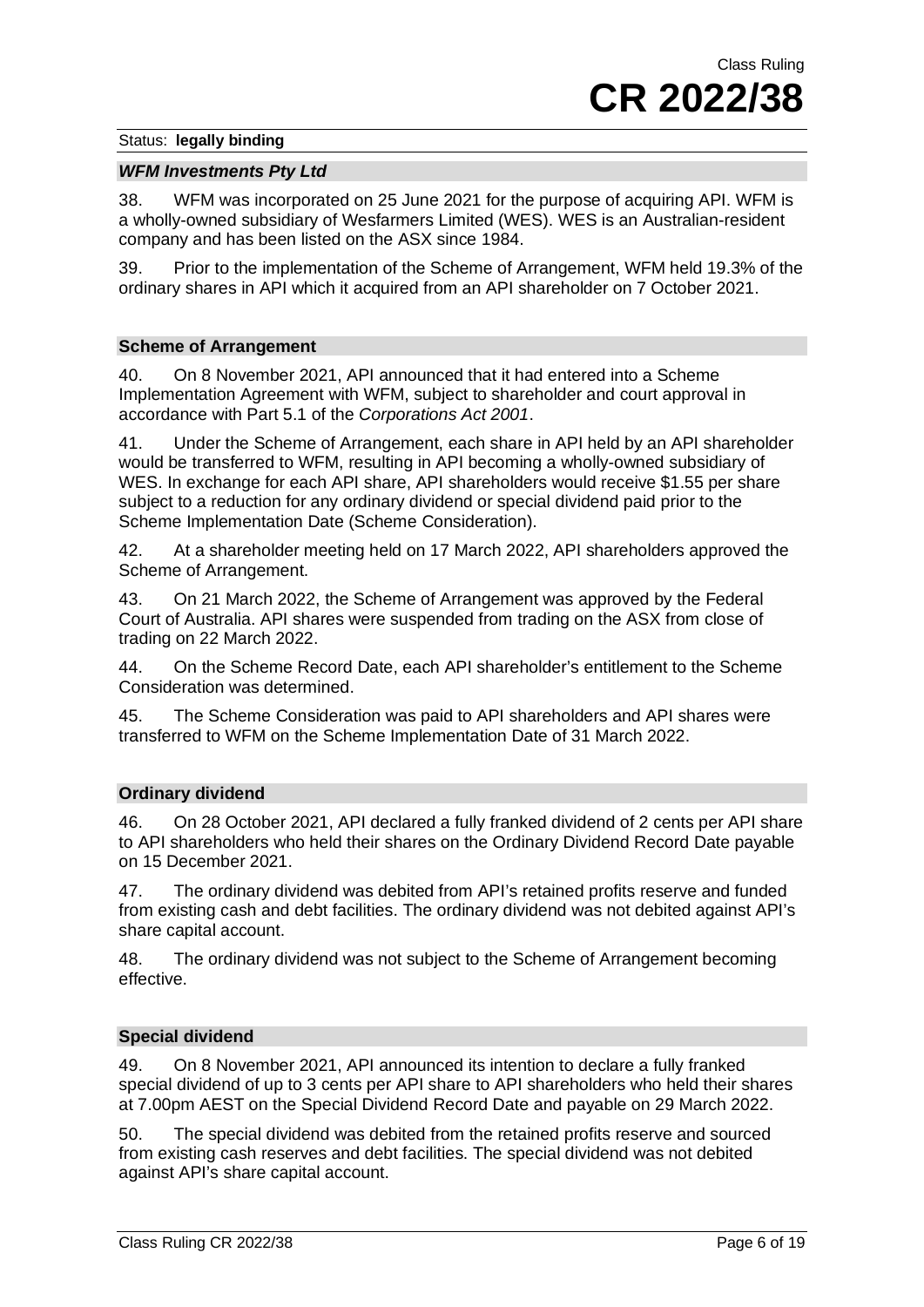### *WFM Investments Pty Ltd*

38. WFM was incorporated on 25 June 2021 for the purpose of acquiring API. WFM is a wholly-owned subsidiary of Wesfarmers Limited (WES). WES is an Australian-resident company and has been listed on the ASX since 1984.

39. Prior to the implementation of the Scheme of Arrangement, WFM held 19.3% of the ordinary shares in API which it acquired from an API shareholder on 7 October 2021.

### Scheme of Arrangement

40. On 8 November 2021, API announced that it had entered into a Scheme Implementation Agreement with WFM, subject to shareholder and court approval in accordance with Part 5.1 of the *Corporations Act 2001*.

41. Under the Scheme of Arrangement, each share in API held by an API shareholder would be transferred to WFM, resulting in API becoming a wholly-owned subsidiary of WES. In exchange for each API share, API shareholders would receive $1.55 per share subject to a reduction for any ordinary dividend or special dividend paid prior to the Scheme Implementation Date (Scheme Consideration).

42. At a shareholder meeting held on 17 March 2022, API shareholders approved the Scheme of Arrangement.

43. On 21 March 2022, the Scheme of Arrangement was approved by the Federal Court of Australia. API shares were suspended from trading on the ASX from close of trading on 22 March 2022.

44. On the Scheme Record Date, each API shareholder's entitlement to the Scheme Consideration was determined.

45. The Scheme Consideration was paid to API shareholders and API shares were transferred to WFM on the Scheme Implementation Date of 31 March 2022.

### Ordinary dividend

46. On 28 October 2021, API declared a fully franked dividend of 2 cents per API share to API shareholders who held their shares on the Ordinary Dividend Record Date payable on 15 December 2021.

47. The ordinary dividend was debited from API's retained profits reserve and funded from existing cash and debt facilities. The ordinary dividend was not debited against API's share capital account.

48. The ordinary dividend was not subject to the Scheme of Arrangement becoming effective.

### Special dividend

49. On 8 November 2021, API announced its intention to declare a fully franked special dividend of up to 3 cents per API share to API shareholders who held their shares at 7.00pm AEST on the Special Dividend Record Date and payable on 29 March 2022.

50. The special dividend was debited from the retained profits reserve and sourced from existing cash reserves and debt facilities. The special dividend was not debited against API's share capital account.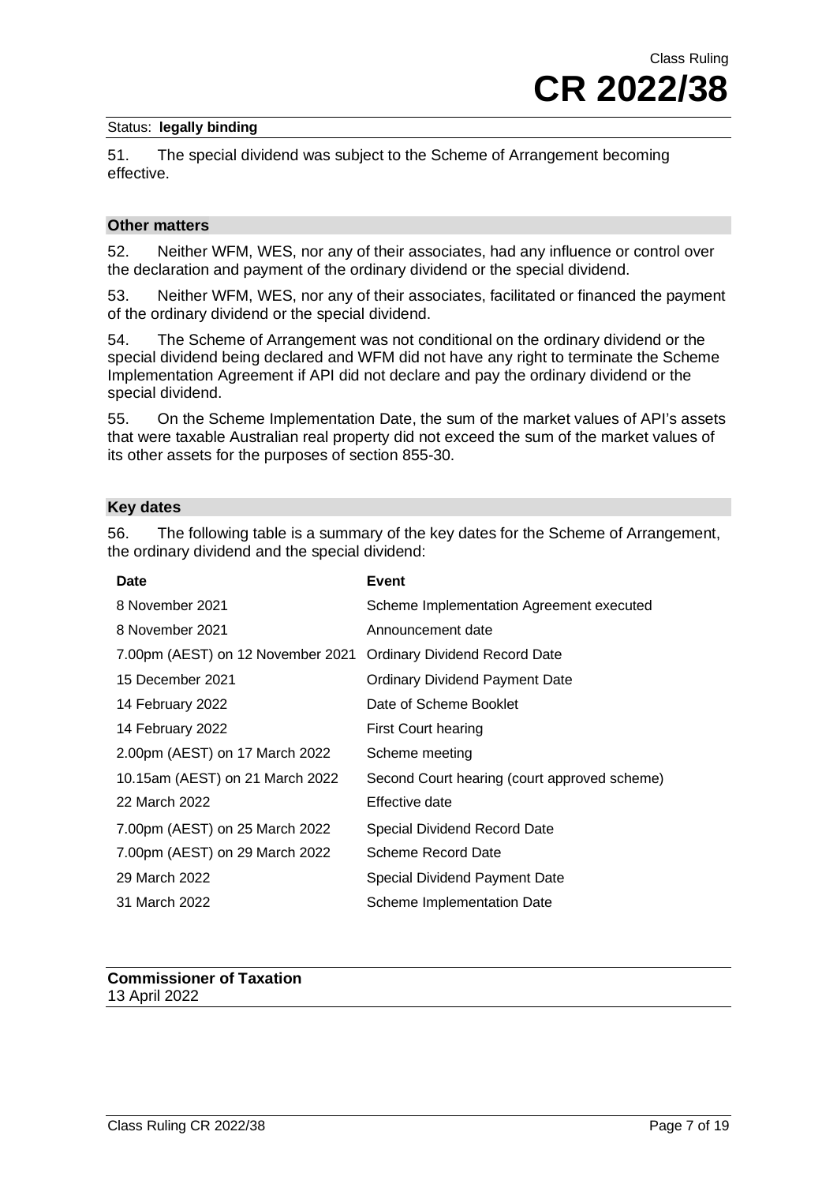Status: **legally binding**

51. The special dividend was subject to the Scheme of Arrangement becoming effective.

### Other matters

52. Neither WFM, WES, nor any of their associates, had any influence or control over the declaration and payment of the ordinary dividend or the special dividend.

53. Neither WFM, WES, nor any of their associates, facilitated or financed the payment of the ordinary dividend or the special dividend.

54. The Scheme of Arrangement was not conditional on the ordinary dividend or the special dividend being declared and WFM did not have any right to terminate the Scheme Implementation Agreement if API did not declare and pay the ordinary dividend or the special dividend.

55. On the Scheme Implementation Date, the sum of the market values of API's assets that were taxable Australian real property did not exceed the sum of the market values of its other assets for the purposes of section 855-30.

### Key dates

56. The following table is a summary of the key dates for the Scheme of Arrangement, the ordinary dividend and the special dividend:

| Date | Event |
|---|---|
| 8 November 2021 | Scheme Implementation Agreement executed |
| 8 November 2021 | Announcement date |
| 7.00pm (AEST) on 12 November 2021 | Ordinary Dividend Record Date |
| 15 December 2021 | Ordinary Dividend Payment Date |
| 14 February 2022 | Date of Scheme Booklet |
| 14 February 2022 | First Court hearing |
| 2.00pm (AEST) on 17 March 2022 | Scheme meeting |
| 10.15am (AEST) on 21 March 2022 | Second Court hearing (court approved scheme) |
| 22 March 2022 | Effective date |
| 7.00pm (AEST) on 25 March 2022 | Special Dividend Record Date |
| 7.00pm (AEST) on 29 March 2022 | Scheme Record Date |
| 29 March 2022 | Special Dividend Payment Date |
| 31 March 2022 | Scheme Implementation Date |

**Commissioner of Taxation**
13 April 2022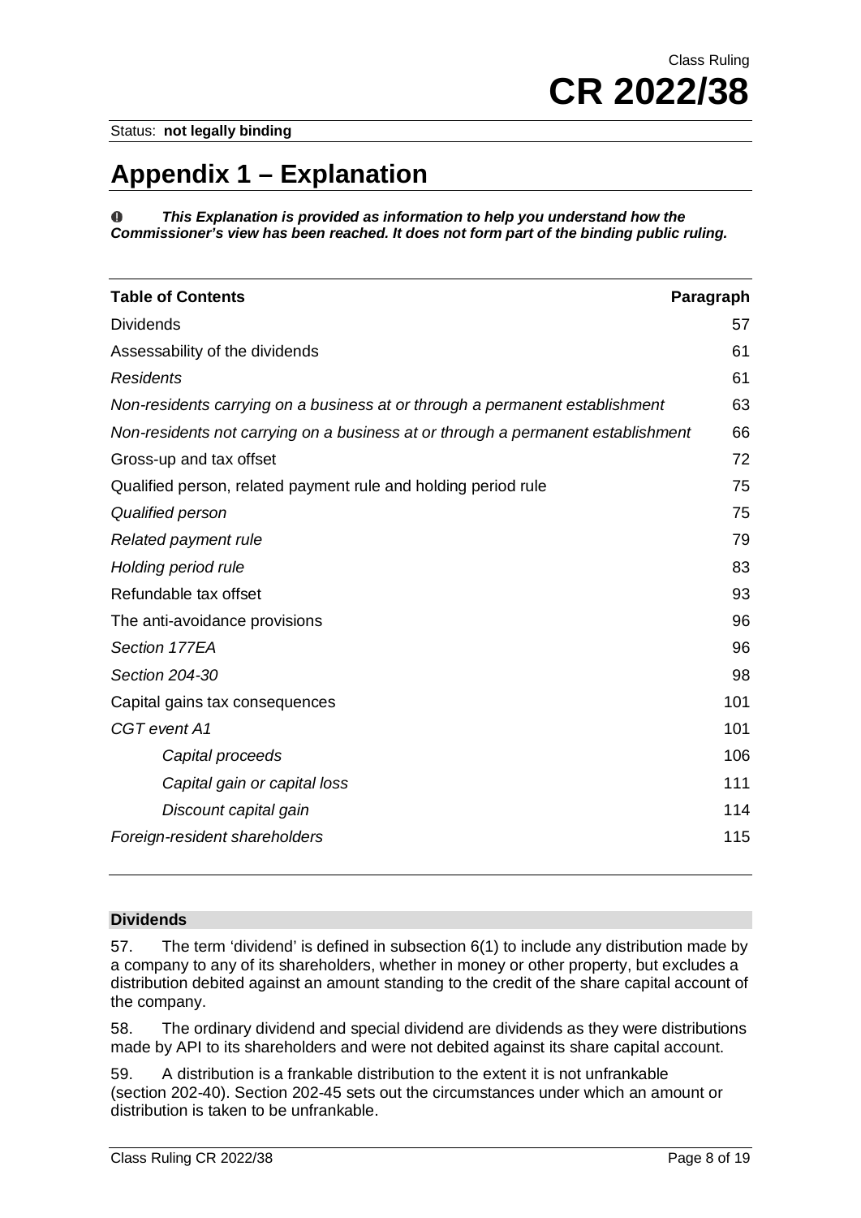Status: **not legally binding**

# Appendix 1 – Explanation

**⓿ *This Explanation is provided as information to help you understand how the Commissioner's view has been reached. It does not form part of the binding public ruling.***

| Table of Contents | Paragraph |
|---|---|
| Dividends | 57 |
| Assessability of the dividends | 61 |
| *Residents* | 61 |
| *Non-residents carrying on a business at or through a permanent establishment* | 63 |
| *Non-residents not carrying on a business at or through a permanent establishment* | 66 |
| Gross-up and tax offset | 72 |
| Qualified person, related payment rule and holding period rule | 75 |
| *Qualified person* | 75 |
| *Related payment rule* | 79 |
| *Holding period rule* | 83 |
| Refundable tax offset | 93 |
| The anti-avoidance provisions | 96 |
| *Section 177EA* | 96 |
| *Section 204-30* | 98 |
| Capital gains tax consequences | 101 |
| *CGT event A1* | 101 |
| *Capital proceeds* | 106 |
| *Capital gain or capital loss* | 111 |
| *Discount capital gain* | 114 |
| *Foreign-resident shareholders* | 115 |

## Dividends

57. The term 'dividend' is defined in subsection 6(1) to include any distribution made by a company to any of its shareholders, whether in money or other property, but excludes a distribution debited against an amount standing to the credit of the share capital account of the company.

58. The ordinary dividend and special dividend are dividends as they were distributions made by API to its shareholders and were not debited against its share capital account.

59. A distribution is a frankable distribution to the extent it is not unfrankable (section 202-40). Section 202-45 sets out the circumstances under which an amount or distribution is taken to be unfrankable.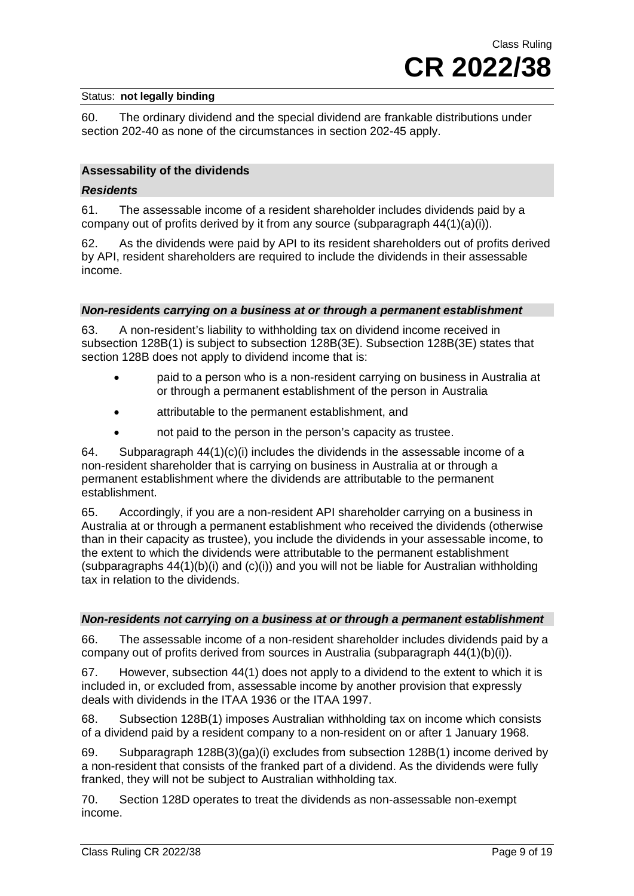60. The ordinary dividend and the special dividend are frankable distributions under section 202-40 as none of the circumstances in section 202-45 apply.

### Assessability of the dividends

#### *Residents*

61. The assessable income of a resident shareholder includes dividends paid by a company out of profits derived by it from any source (subparagraph 44(1)(a)(i)).

62. As the dividends were paid by API to its resident shareholders out of profits derived by API, resident shareholders are required to include the dividends in their assessable income.

#### *Non-residents carrying on a business at or through a permanent establishment*

63. A non-resident's liability to withholding tax on dividend income received in subsection 128B(1) is subject to subsection 128B(3E). Subsection 128B(3E) states that section 128B does not apply to dividend income that is:

- paid to a person who is a non-resident carrying on business in Australia at or through a permanent establishment of the person in Australia
- attributable to the permanent establishment, and
- not paid to the person in the person's capacity as trustee.

64. Subparagraph 44(1)(c)(i) includes the dividends in the assessable income of a non-resident shareholder that is carrying on business in Australia at or through a permanent establishment where the dividends are attributable to the permanent establishment.

65. Accordingly, if you are a non-resident API shareholder carrying on a business in Australia at or through a permanent establishment who received the dividends (otherwise than in their capacity as trustee), you include the dividends in your assessable income, to the extent to which the dividends were attributable to the permanent establishment (subparagraphs 44(1)(b)(i) and (c)(i)) and you will not be liable for Australian withholding tax in relation to the dividends.

#### *Non-residents not carrying on a business at or through a permanent establishment*

66. The assessable income of a non-resident shareholder includes dividends paid by a company out of profits derived from sources in Australia (subparagraph 44(1)(b)(i)).

67. However, subsection 44(1) does not apply to a dividend to the extent to which it is included in, or excluded from, assessable income by another provision that expressly deals with dividends in the ITAA 1936 or the ITAA 1997.

68. Subsection 128B(1) imposes Australian withholding tax on income which consists of a dividend paid by a resident company to a non-resident on or after 1 January 1968.

69. Subparagraph 128B(3)(ga)(i) excludes from subsection 128B(1) income derived by a non-resident that consists of the franked part of a dividend. As the dividends were fully franked, they will not be subject to Australian withholding tax.

70. Section 128D operates to treat the dividends as non-assessable non-exempt income.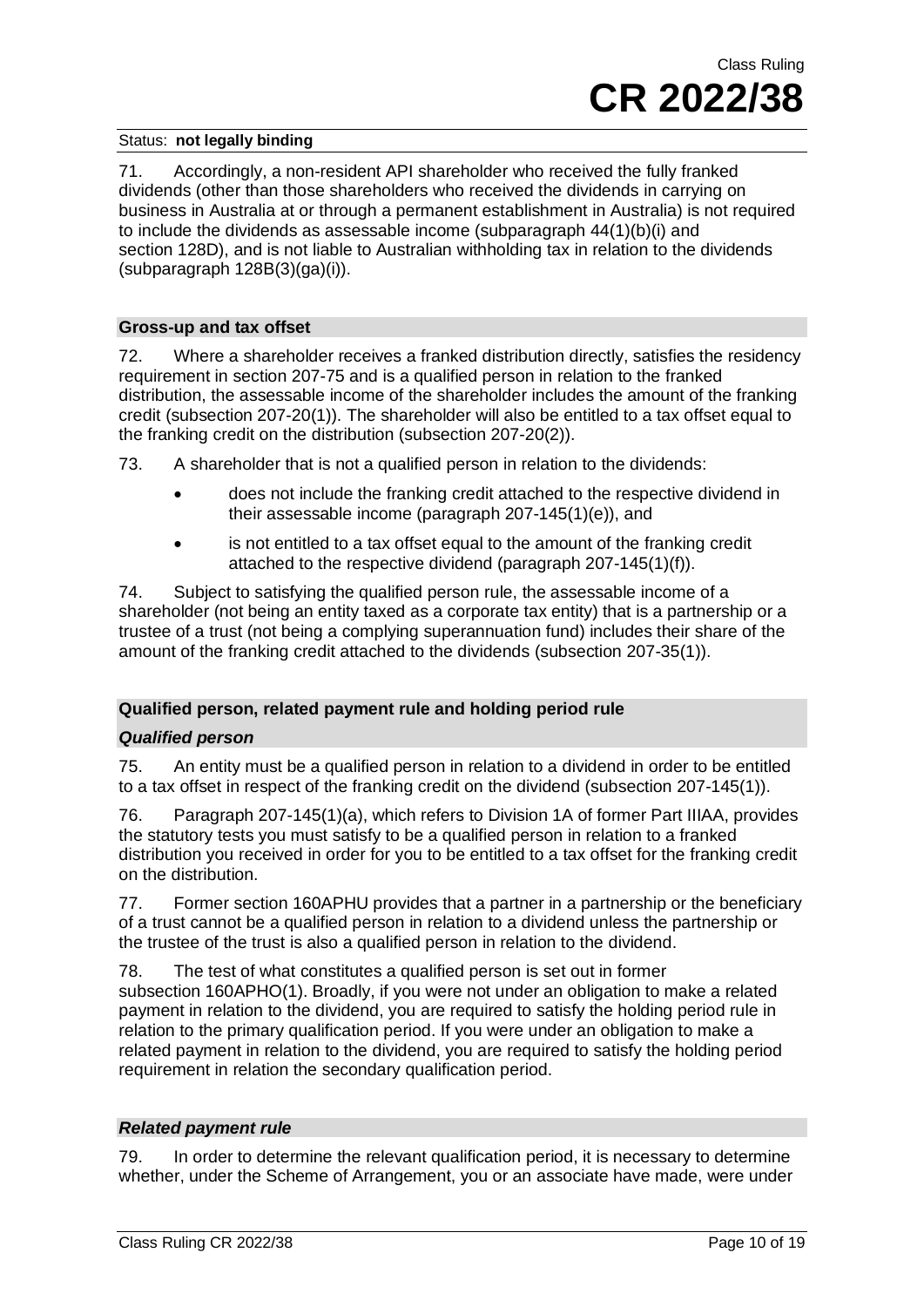71. Accordingly, a non-resident API shareholder who received the fully franked dividends (other than those shareholders who received the dividends in carrying on business in Australia at or through a permanent establishment in Australia) is not required to include the dividends as assessable income (subparagraph 44(1)(b)(i) and section 128D), and is not liable to Australian withholding tax in relation to the dividends (subparagraph 128B(3)(ga)(i)).

### Gross-up and tax offset

72. Where a shareholder receives a franked distribution directly, satisfies the residency requirement in section 207-75 and is a qualified person in relation to the franked distribution, the assessable income of the shareholder includes the amount of the franking credit (subsection 207-20(1)). The shareholder will also be entitled to a tax offset equal to the franking credit on the distribution (subsection 207-20(2)).

73. A shareholder that is not a qualified person in relation to the dividends:

- does not include the franking credit attached to the respective dividend in their assessable income (paragraph 207-145(1)(e)), and
- is not entitled to a tax offset equal to the amount of the franking credit attached to the respective dividend (paragraph 207-145(1)(f)).

74. Subject to satisfying the qualified person rule, the assessable income of a shareholder (not being an entity taxed as a corporate tax entity) that is a partnership or a trustee of a trust (not being a complying superannuation fund) includes their share of the amount of the franking credit attached to the dividends (subsection 207-35(1)).

### Qualified person, related payment rule and holding period rule

#### *Qualified person*

75. An entity must be a qualified person in relation to a dividend in order to be entitled to a tax offset in respect of the franking credit on the dividend (subsection 207-145(1)).

76. Paragraph 207-145(1)(a), which refers to Division 1A of former Part IIIAA, provides the statutory tests you must satisfy to be a qualified person in relation to a franked distribution you received in order for you to be entitled to a tax offset for the franking credit on the distribution.

77. Former section 160APHU provides that a partner in a partnership or the beneficiary of a trust cannot be a qualified person in relation to a dividend unless the partnership or the trustee of the trust is also a qualified person in relation to the dividend.

78. The test of what constitutes a qualified person is set out in former subsection 160APHO(1). Broadly, if you were not under an obligation to make a related payment in relation to the dividend, you are required to satisfy the holding period rule in relation to the primary qualification period. If you were under an obligation to make a related payment in relation to the dividend, you are required to satisfy the holding period requirement in relation the secondary qualification period.

#### *Related payment rule*

79. In order to determine the relevant qualification period, it is necessary to determine whether, under the Scheme of Arrangement, you or an associate have made, were under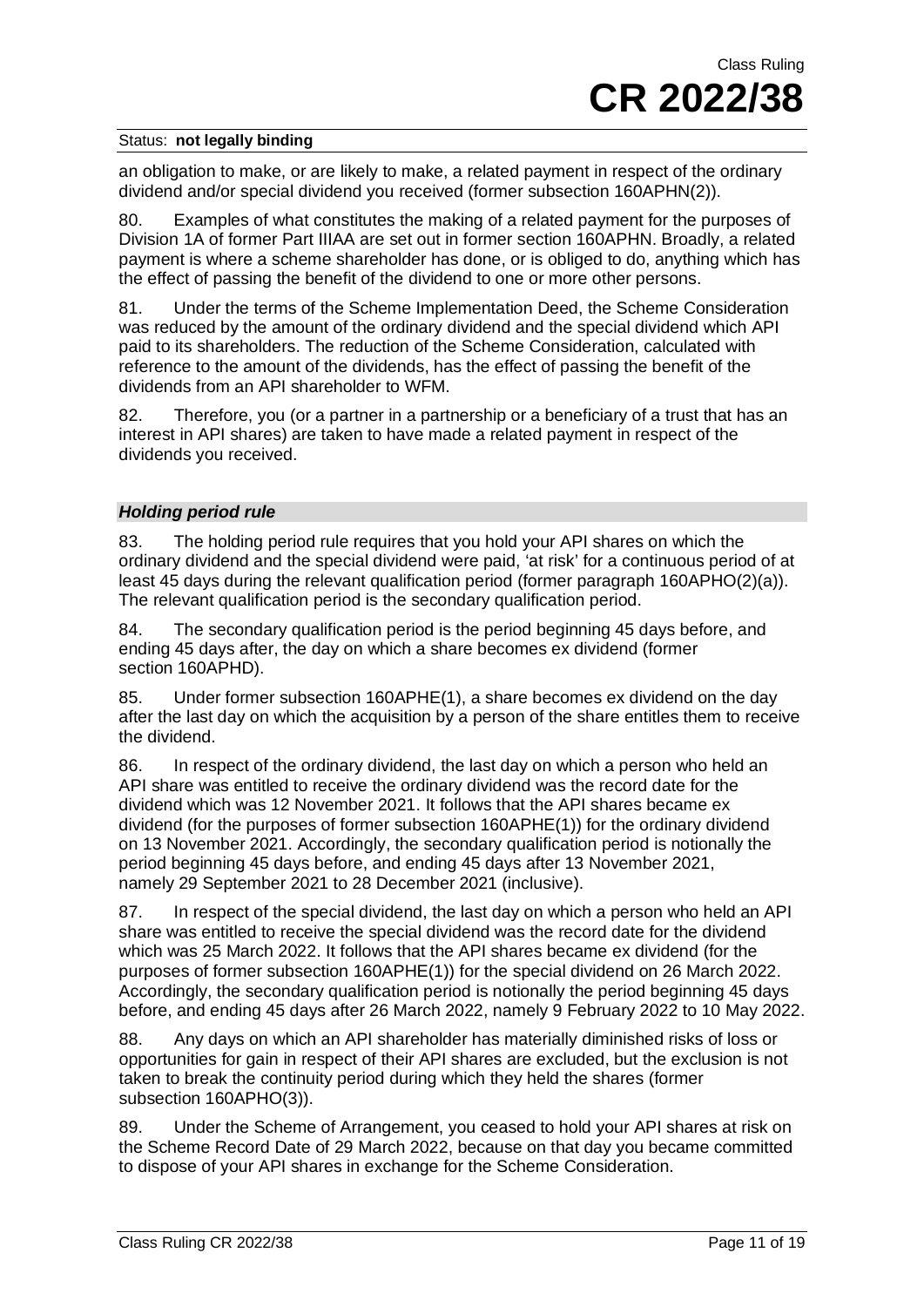an obligation to make, or are likely to make, a related payment in respect of the ordinary dividend and/or special dividend you received (former subsection 160APHN(2)).

80. Examples of what constitutes the making of a related payment for the purposes of Division 1A of former Part IIIAA are set out in former section 160APHN. Broadly, a related payment is where a scheme shareholder has done, or is obliged to do, anything which has the effect of passing the benefit of the dividend to one or more other persons.

81. Under the terms of the Scheme Implementation Deed, the Scheme Consideration was reduced by the amount of the ordinary dividend and the special dividend which API paid to its shareholders. The reduction of the Scheme Consideration, calculated with reference to the amount of the dividends, has the effect of passing the benefit of the dividends from an API shareholder to WFM.

82. Therefore, you (or a partner in a partnership or a beneficiary of a trust that has an interest in API shares) are taken to have made a related payment in respect of the dividends you received.

### *Holding period rule*

83. The holding period rule requires that you hold your API shares on which the ordinary dividend and the special dividend were paid, 'at risk' for a continuous period of at least 45 days during the relevant qualification period (former paragraph 160APHO(2)(a)). The relevant qualification period is the secondary qualification period.

84. The secondary qualification period is the period beginning 45 days before, and ending 45 days after, the day on which a share becomes ex dividend (former section 160APHD).

85. Under former subsection 160APHE(1), a share becomes ex dividend on the day after the last day on which the acquisition by a person of the share entitles them to receive the dividend.

86. In respect of the ordinary dividend, the last day on which a person who held an API share was entitled to receive the ordinary dividend was the record date for the dividend which was 12 November 2021. It follows that the API shares became ex dividend (for the purposes of former subsection 160APHE(1)) for the ordinary dividend on 13 November 2021. Accordingly, the secondary qualification period is notionally the period beginning 45 days before, and ending 45 days after 13 November 2021, namely 29 September 2021 to 28 December 2021 (inclusive).

87. In respect of the special dividend, the last day on which a person who held an API share was entitled to receive the special dividend was the record date for the dividend which was 25 March 2022. It follows that the API shares became ex dividend (for the purposes of former subsection 160APHE(1)) for the special dividend on 26 March 2022. Accordingly, the secondary qualification period is notionally the period beginning 45 days before, and ending 45 days after 26 March 2022, namely 9 February 2022 to 10 May 2022.

88. Any days on which an API shareholder has materially diminished risks of loss or opportunities for gain in respect of their API shares are excluded, but the exclusion is not taken to break the continuity period during which they held the shares (former subsection 160APHO(3)).

89. Under the Scheme of Arrangement, you ceased to hold your API shares at risk on the Scheme Record Date of 29 March 2022, because on that day you became committed to dispose of your API shares in exchange for the Scheme Consideration.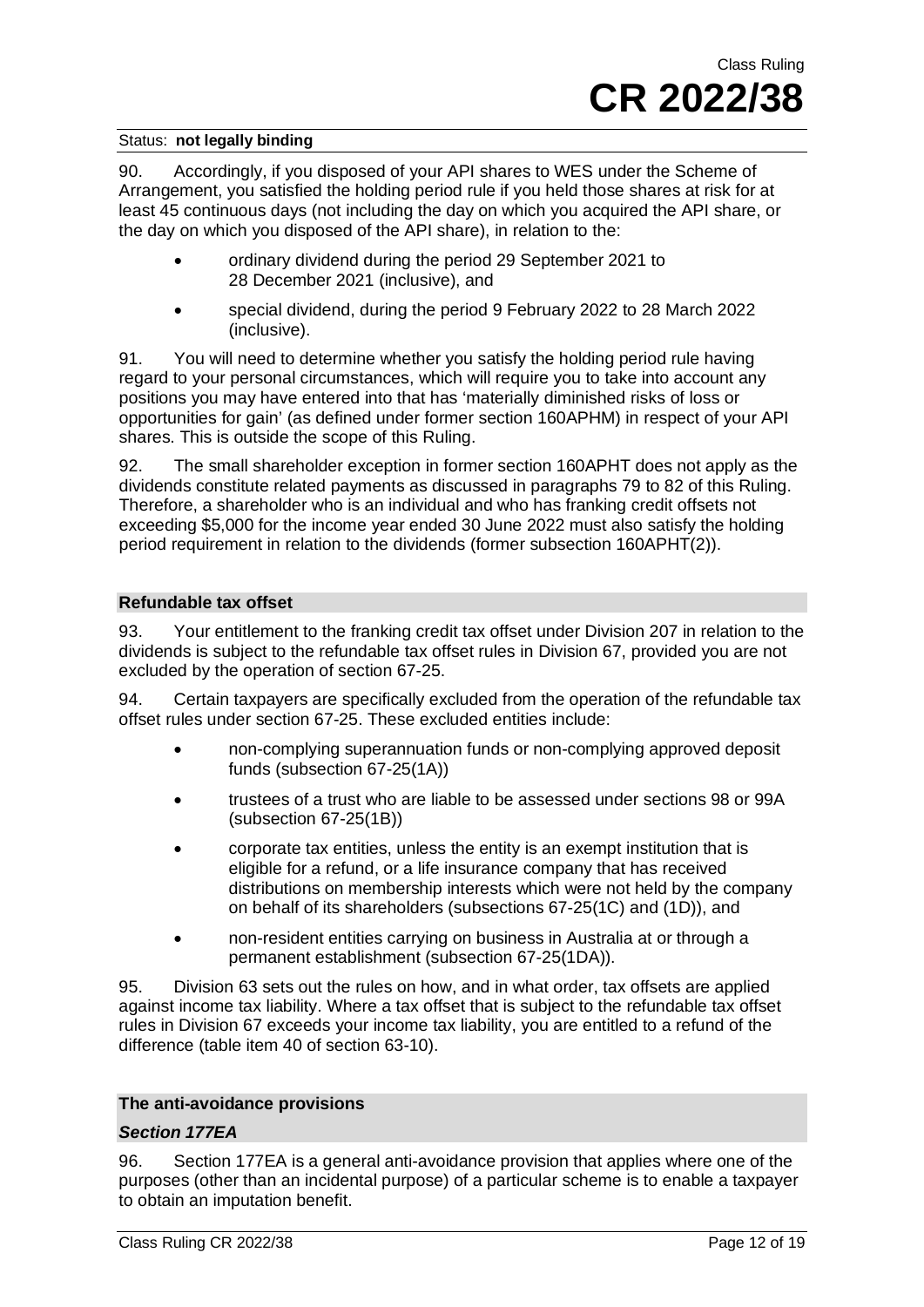90. Accordingly, if you disposed of your API shares to WES under the Scheme of Arrangement, you satisfied the holding period rule if you held those shares at risk for at least 45 continuous days (not including the day on which you acquired the API share, or the day on which you disposed of the API share), in relation to the:

- ordinary dividend during the period 29 September 2021 to 28 December 2021 (inclusive), and
- special dividend, during the period 9 February 2022 to 28 March 2022 (inclusive).

91. You will need to determine whether you satisfy the holding period rule having regard to your personal circumstances, which will require you to take into account any positions you may have entered into that has 'materially diminished risks of loss or opportunities for gain' (as defined under former section 160APHM) in respect of your API shares. This is outside the scope of this Ruling.

92. The small shareholder exception in former section 160APHT does not apply as the dividends constitute related payments as discussed in paragraphs 79 to 82 of this Ruling. Therefore, a shareholder who is an individual and who has franking credit offsets not exceeding $5,000 for the income year ended 30 June 2022 must also satisfy the holding period requirement in relation to the dividends (former subsection 160APHT(2)).

### Refundable tax offset

93. Your entitlement to the franking credit tax offset under Division 207 in relation to the dividends is subject to the refundable tax offset rules in Division 67, provided you are not excluded by the operation of section 67-25.

94. Certain taxpayers are specifically excluded from the operation of the refundable tax offset rules under section 67-25. These excluded entities include:

- non-complying superannuation funds or non-complying approved deposit funds (subsection 67-25(1A))
- trustees of a trust who are liable to be assessed under sections 98 or 99A (subsection 67-25(1B))
- corporate tax entities, unless the entity is an exempt institution that is eligible for a refund, or a life insurance company that has received distributions on membership interests which were not held by the company on behalf of its shareholders (subsections 67-25(1C) and (1D)), and
- non-resident entities carrying on business in Australia at or through a permanent establishment (subsection 67-25(1DA)).

95. Division 63 sets out the rules on how, and in what order, tax offsets are applied against income tax liability. Where a tax offset that is subject to the refundable tax offset rules in Division 67 exceeds your income tax liability, you are entitled to a refund of the difference (table item 40 of section 63-10).

### The anti-avoidance provisions

#### *Section 177EA*

96. Section 177EA is a general anti-avoidance provision that applies where one of the purposes (other than an incidental purpose) of a particular scheme is to enable a taxpayer to obtain an imputation benefit.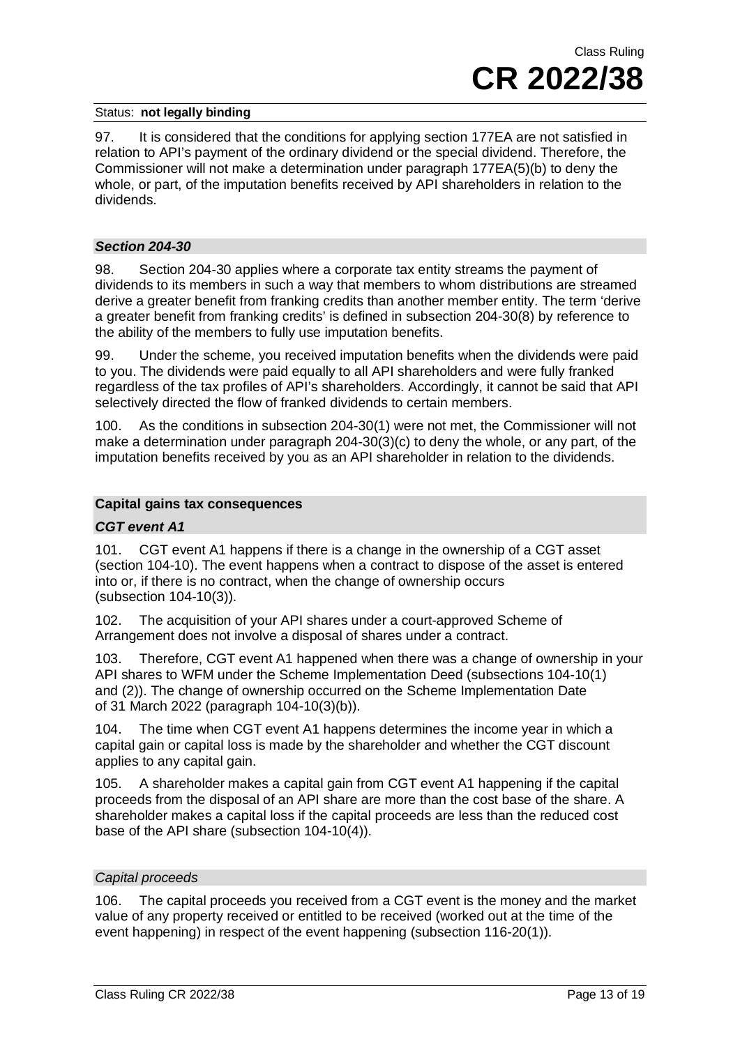97. It is considered that the conditions for applying section 177EA are not satisfied in relation to API's payment of the ordinary dividend or the special dividend. Therefore, the Commissioner will not make a determination under paragraph 177EA(5)(b) to deny the whole, or part, of the imputation benefits received by API shareholders in relation to the dividends.

### *Section 204-30*

98. Section 204-30 applies where a corporate tax entity streams the payment of dividends to its members in such a way that members to whom distributions are streamed derive a greater benefit from franking credits than another member entity. The term 'derive a greater benefit from franking credits' is defined in subsection 204-30(8) by reference to the ability of the members to fully use imputation benefits.

99. Under the scheme, you received imputation benefits when the dividends were paid to you. The dividends were paid equally to all API shareholders and were fully franked regardless of the tax profiles of API's shareholders. Accordingly, it cannot be said that API selectively directed the flow of franked dividends to certain members.

100. As the conditions in subsection 204-30(1) were not met, the Commissioner will not make a determination under paragraph 204-30(3)(c) to deny the whole, or any part, of the imputation benefits received by you as an API shareholder in relation to the dividends.

## Capital gains tax consequences

### *CGT event A1*

101. CGT event A1 happens if there is a change in the ownership of a CGT asset (section 104-10). The event happens when a contract to dispose of the asset is entered into or, if there is no contract, when the change of ownership occurs (subsection 104-10(3)).

102. The acquisition of your API shares under a court-approved Scheme of Arrangement does not involve a disposal of shares under a contract.

103. Therefore, CGT event A1 happened when there was a change of ownership in your API shares to WFM under the Scheme Implementation Deed (subsections 104-10(1) and (2)). The change of ownership occurred on the Scheme Implementation Date of 31 March 2022 (paragraph 104-10(3)(b)).

104. The time when CGT event A1 happens determines the income year in which a capital gain or capital loss is made by the shareholder and whether the CGT discount applies to any capital gain.

105. A shareholder makes a capital gain from CGT event A1 happening if the capital proceeds from the disposal of an API share are more than the cost base of the share. A shareholder makes a capital loss if the capital proceeds are less than the reduced cost base of the API share (subsection 104-10(4)).

#### *Capital proceeds*

106. The capital proceeds you received from a CGT event is the money and the market value of any property received or entitled to be received (worked out at the time of the event happening) in respect of the event happening (subsection 116-20(1)).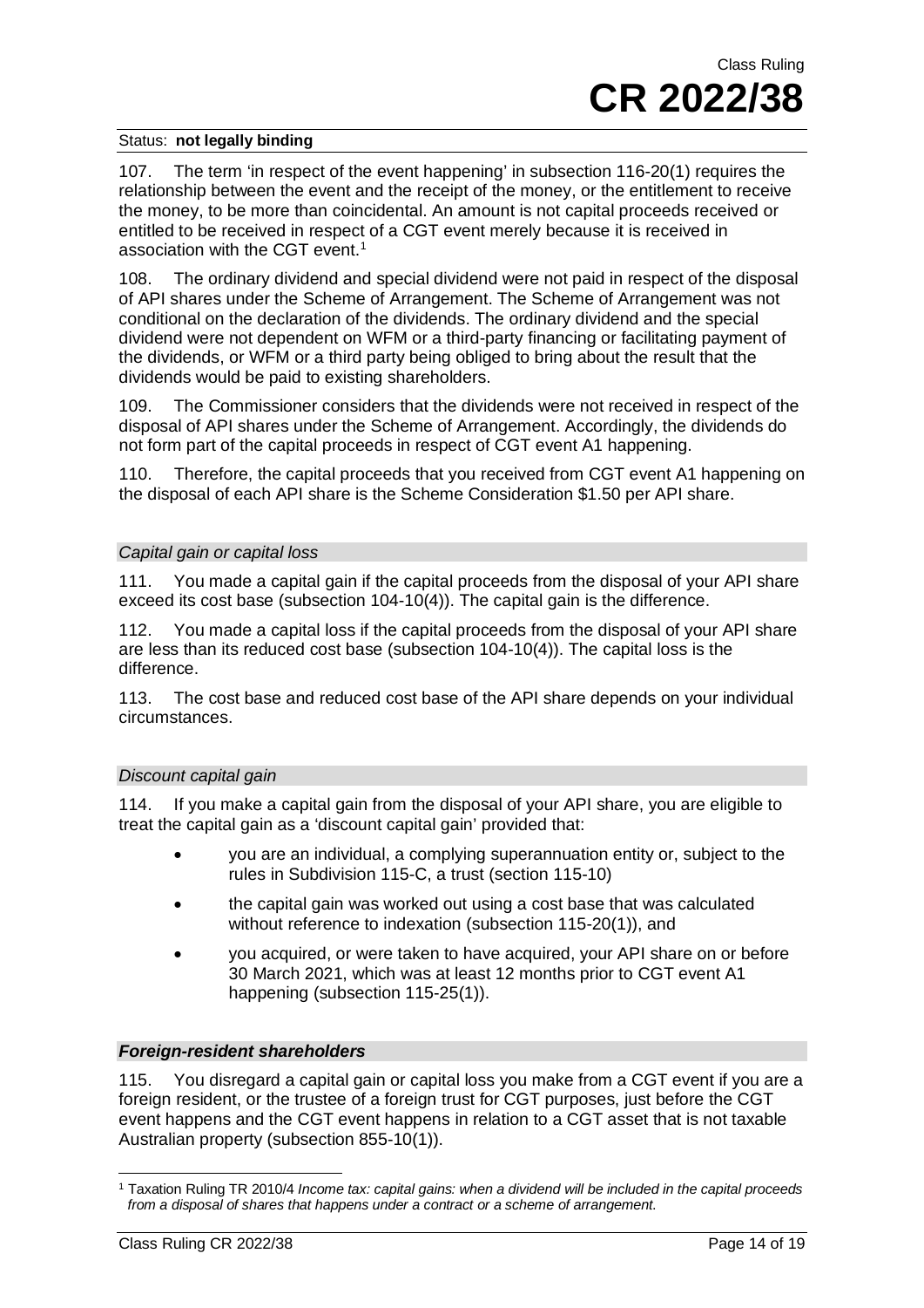107. The term 'in respect of the event happening' in subsection 116-20(1) requires the relationship between the event and the receipt of the money, or the entitlement to receive the money, to be more than coincidental. An amount is not capital proceeds received or entitled to be received in respect of a CGT event merely because it is received in association with the CGT event.[1]

108. The ordinary dividend and special dividend were not paid in respect of the disposal of API shares under the Scheme of Arrangement. The Scheme of Arrangement was not conditional on the declaration of the dividends. The ordinary dividend and the special dividend were not dependent on WFM or a third-party financing or facilitating payment of the dividends, or WFM or a third party being obliged to bring about the result that the dividends would be paid to existing shareholders.

109. The Commissioner considers that the dividends were not received in respect of the disposal of API shares under the Scheme of Arrangement. Accordingly, the dividends do not form part of the capital proceeds in respect of CGT event A1 happening.

110. Therefore, the capital proceeds that you received from CGT event A1 happening on the disposal of each API share is the Scheme Consideration $1.50 per API share.

#### *Capital gain or capital loss*

111. You made a capital gain if the capital proceeds from the disposal of your API share exceed its cost base (subsection 104-10(4)). The capital gain is the difference.

112. You made a capital loss if the capital proceeds from the disposal of your API share are less than its reduced cost base (subsection 104-10(4)). The capital loss is the difference.

113. The cost base and reduced cost base of the API share depends on your individual circumstances.

#### *Discount capital gain*

114. If you make a capital gain from the disposal of your API share, you are eligible to treat the capital gain as a 'discount capital gain' provided that:

- you are an individual, a complying superannuation entity or, subject to the rules in Subdivision 115-C, a trust (section 115-10)
- the capital gain was worked out using a cost base that was calculated without reference to indexation (subsection 115-20(1)), and
- you acquired, or were taken to have acquired, your API share on or before 30 March 2021, which was at least 12 months prior to CGT event A1 happening (subsection 115-25(1)).

### ***Foreign-resident shareholders***

115. You disregard a capital gain or capital loss you make from a CGT event if you are a foreign resident, or the trustee of a foreign trust for CGT purposes, just before the CGT event happens and the CGT event happens in relation to a CGT asset that is not taxable Australian property (subsection 855-10(1)).

---

[1] Taxation Ruling TR 2010/4 *Income tax: capital gains: when a dividend will be included in the capital proceeds from a disposal of shares that happens under a contract or a scheme of arrangement.*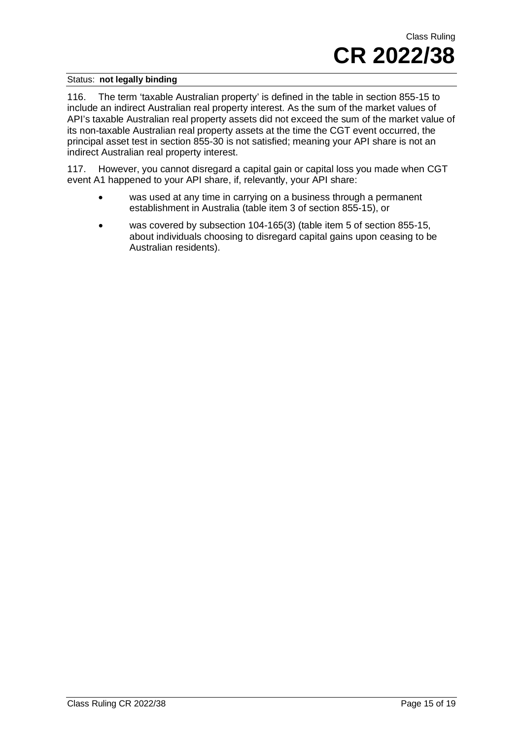116. The term 'taxable Australian property' is defined in the table in section 855-15 to include an indirect Australian real property interest. As the sum of the market values of API's taxable Australian real property assets did not exceed the sum of the market value of its non-taxable Australian real property assets at the time the CGT event occurred, the principal asset test in section 855-30 is not satisfied; meaning your API share is not an indirect Australian real property interest.

117. However, you cannot disregard a capital gain or capital loss you made when CGT event A1 happened to your API share, if, relevantly, your API share:

- was used at any time in carrying on a business through a permanent establishment in Australia (table item 3 of section 855-15), or
- was covered by subsection 104-165(3) (table item 5 of section 855-15, about individuals choosing to disregard capital gains upon ceasing to be Australian residents).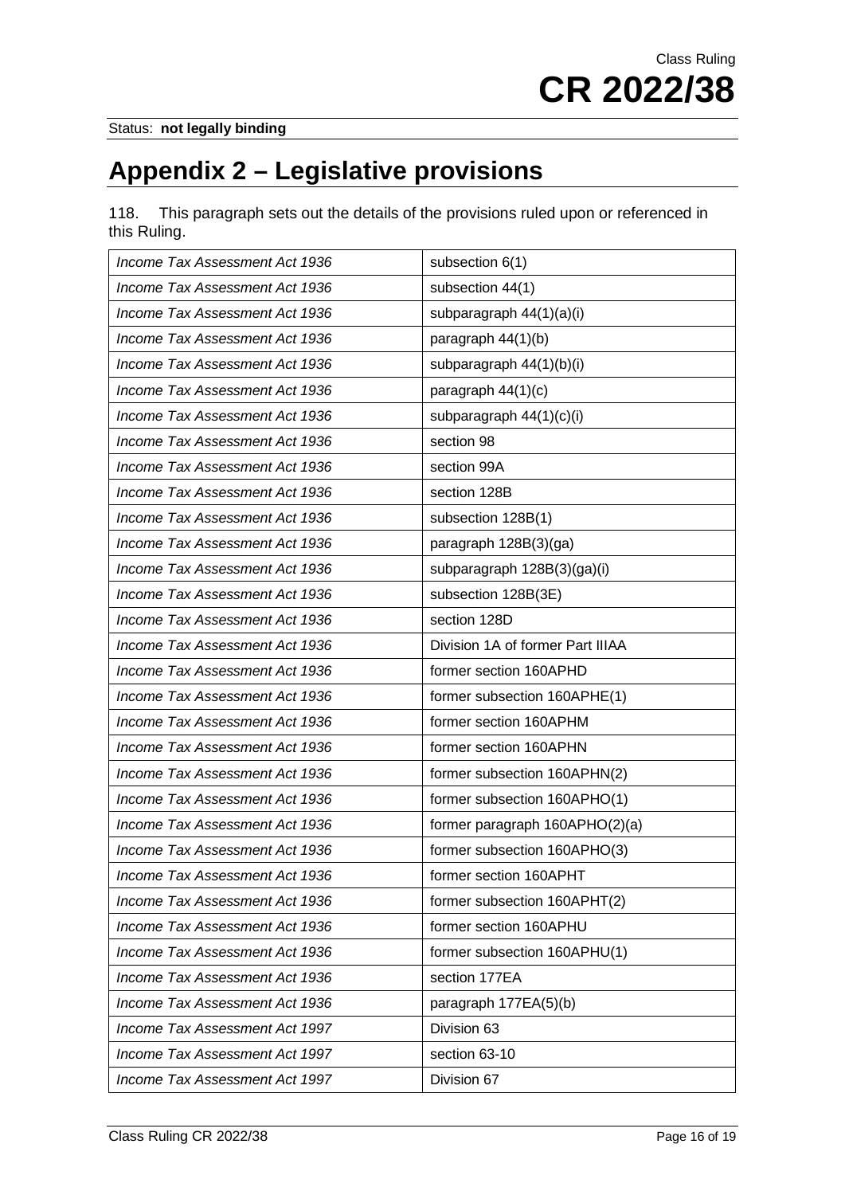Status: **not legally binding**

# Appendix 2 – Legislative provisions

118. This paragraph sets out the details of the provisions ruled upon or referenced in this Ruling.

| | |
|---|---|
| *Income Tax Assessment Act 1936* | subsection 6(1) |
| *Income Tax Assessment Act 1936* | subsection 44(1) |
| *Income Tax Assessment Act 1936* | subparagraph 44(1)(a)(i) |
| *Income Tax Assessment Act 1936* | paragraph 44(1)(b) |
| *Income Tax Assessment Act 1936* | subparagraph 44(1)(b)(i) |
| *Income Tax Assessment Act 1936* | paragraph 44(1)(c) |
| *Income Tax Assessment Act 1936* | subparagraph 44(1)(c)(i) |
| *Income Tax Assessment Act 1936* | section 98 |
| *Income Tax Assessment Act 1936* | section 99A |
| *Income Tax Assessment Act 1936* | section 128B |
| *Income Tax Assessment Act 1936* | subsection 128B(1) |
| *Income Tax Assessment Act 1936* | paragraph 128B(3)(ga) |
| *Income Tax Assessment Act 1936* | subparagraph 128B(3)(ga)(i) |
| *Income Tax Assessment Act 1936* | subsection 128B(3E) |
| *Income Tax Assessment Act 1936* | section 128D |
| *Income Tax Assessment Act 1936* | Division 1A of former Part IIIAA |
| *Income Tax Assessment Act 1936* | former section 160APHD |
| *Income Tax Assessment Act 1936* | former subsection 160APHE(1) |
| *Income Tax Assessment Act 1936* | former section 160APHM |
| *Income Tax Assessment Act 1936* | former section 160APHN |
| *Income Tax Assessment Act 1936* | former subsection 160APHN(2) |
| *Income Tax Assessment Act 1936* | former subsection 160APHO(1) |
| *Income Tax Assessment Act 1936* | former paragraph 160APHO(2)(a) |
| *Income Tax Assessment Act 1936* | former subsection 160APHO(3) |
| *Income Tax Assessment Act 1936* | former section 160APHT |
| *Income Tax Assessment Act 1936* | former subsection 160APHT(2) |
| *Income Tax Assessment Act 1936* | former section 160APHU |
| *Income Tax Assessment Act 1936* | former subsection 160APHU(1) |
| *Income Tax Assessment Act 1936* | section 177EA |
| *Income Tax Assessment Act 1936* | paragraph 177EA(5)(b) |
| *Income Tax Assessment Act 1997* | Division 63 |
| *Income Tax Assessment Act 1997* | section 63-10 |
| *Income Tax Assessment Act 1997* | Division 67 |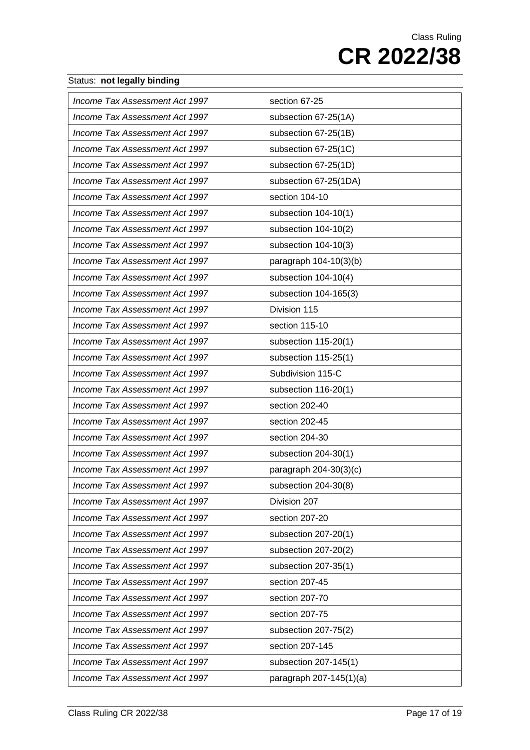| | |
|---|---|
| *Income Tax Assessment Act 1997* | section 67-25 |
| *Income Tax Assessment Act 1997* | subsection 67-25(1A) |
| *Income Tax Assessment Act 1997* | subsection 67-25(1B) |
| *Income Tax Assessment Act 1997* | subsection 67-25(1C) |
| *Income Tax Assessment Act 1997* | subsection 67-25(1D) |
| *Income Tax Assessment Act 1997* | subsection 67-25(1DA) |
| *Income Tax Assessment Act 1997* | section 104-10 |
| *Income Tax Assessment Act 1997* | subsection 104-10(1) |
| *Income Tax Assessment Act 1997* | subsection 104-10(2) |
| *Income Tax Assessment Act 1997* | subsection 104-10(3) |
| *Income Tax Assessment Act 1997* | paragraph 104-10(3)(b) |
| *Income Tax Assessment Act 1997* | subsection 104-10(4) |
| *Income Tax Assessment Act 1997* | subsection 104-165(3) |
| *Income Tax Assessment Act 1997* | Division 115 |
| *Income Tax Assessment Act 1997* | section 115-10 |
| *Income Tax Assessment Act 1997* | subsection 115-20(1) |
| *Income Tax Assessment Act 1997* | subsection 115-25(1) |
| *Income Tax Assessment Act 1997* | Subdivision 115-C |
| *Income Tax Assessment Act 1997* | subsection 116-20(1) |
| *Income Tax Assessment Act 1997* | section 202-40 |
| *Income Tax Assessment Act 1997* | section 202-45 |
| *Income Tax Assessment Act 1997* | section 204-30 |
| *Income Tax Assessment Act 1997* | subsection 204-30(1) |
| *Income Tax Assessment Act 1997* | paragraph 204-30(3)(c) |
| *Income Tax Assessment Act 1997* | subsection 204-30(8) |
| *Income Tax Assessment Act 1997* | Division 207 |
| *Income Tax Assessment Act 1997* | section 207-20 |
| *Income Tax Assessment Act 1997* | subsection 207-20(1) |
| *Income Tax Assessment Act 1997* | subsection 207-20(2) |
| *Income Tax Assessment Act 1997* | subsection 207-35(1) |
| *Income Tax Assessment Act 1997* | section 207-45 |
| *Income Tax Assessment Act 1997* | section 207-70 |
| *Income Tax Assessment Act 1997* | section 207-75 |
| *Income Tax Assessment Act 1997* | subsection 207-75(2) |
| *Income Tax Assessment Act 1997* | section 207-145 |
| *Income Tax Assessment Act 1997* | subsection 207-145(1) |
| *Income Tax Assessment Act 1997* | paragraph 207-145(1)(a) |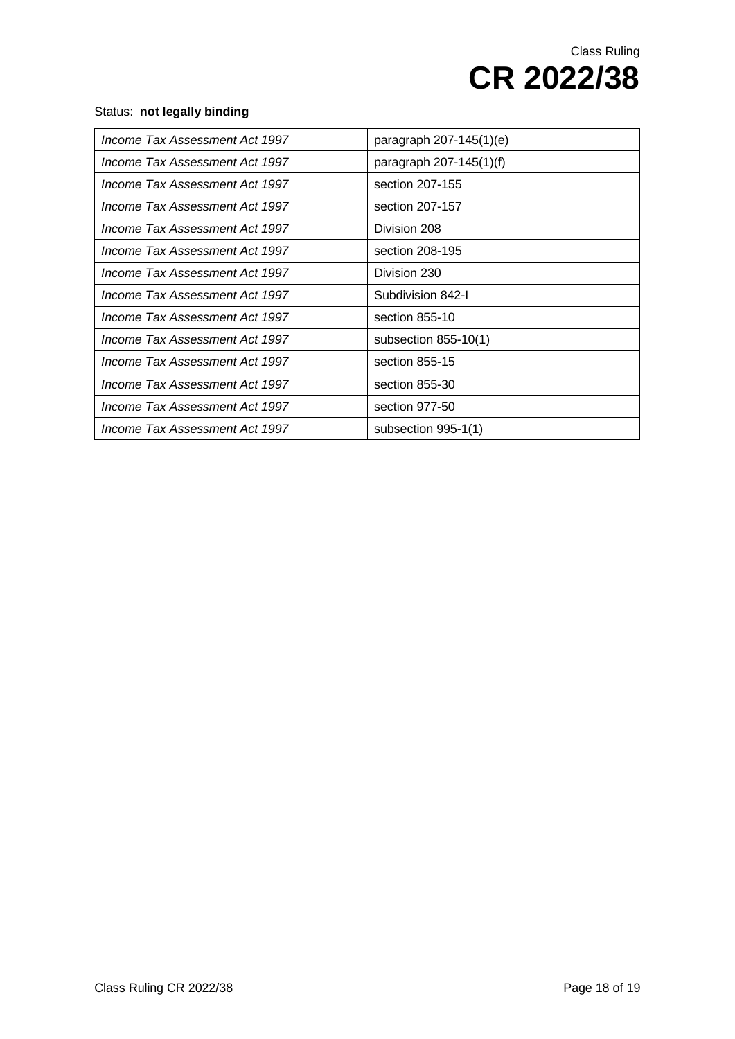| | |
|---|---|
| *Income Tax Assessment Act 1997* | paragraph 207-145(1)(e) |
| *Income Tax Assessment Act 1997* | paragraph 207-145(1)(f) |
| *Income Tax Assessment Act 1997* | section 207-155 |
| *Income Tax Assessment Act 1997* | section 207-157 |
| *Income Tax Assessment Act 1997* | Division 208 |
| *Income Tax Assessment Act 1997* | section 208-195 |
| *Income Tax Assessment Act 1997* | Division 230 |
| *Income Tax Assessment Act 1997* | Subdivision 842-I |
| *Income Tax Assessment Act 1997* | section 855-10 |
| *Income Tax Assessment Act 1997* | subsection 855-10(1) |
| *Income Tax Assessment Act 1997* | section 855-15 |
| *Income Tax Assessment Act 1997* | section 855-30 |
| *Income Tax Assessment Act 1997* | section 977-50 |
| *Income Tax Assessment Act 1997* | subsection 995-1(1) |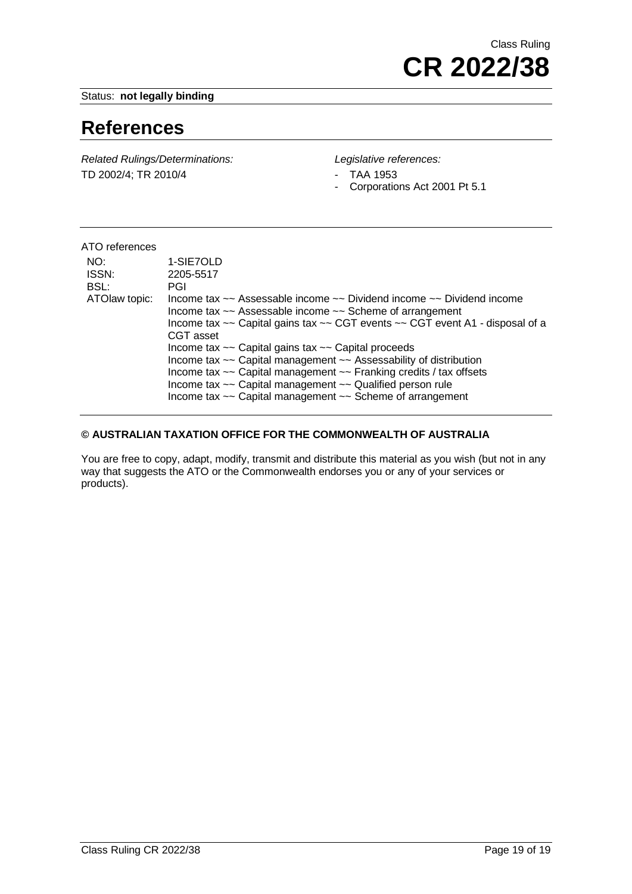Status: **not legally binding**

# References

*Related Rulings/Determinations:*

TD 2002/4; TR 2010/4

*Legislative references:*

- TAA 1953
- Corporations Act 2001 Pt 5.1

ATO references

| | |
|---|---|
| NO: | 1-SIE7OLD |
| ISSN: | 2205-5517 |
| BSL: | PGI |
| ATOlaw topic: | Income tax ~~ Assessable income ~~ Dividend income ~~ Dividend income<br>Income tax ~~ Assessable income ~~ Scheme of arrangement<br>Income tax ~~ Capital gains tax ~~ CGT events ~~ CGT event A1 - disposal of a CGT asset<br>Income tax ~~ Capital gains tax ~~ Capital proceeds<br>Income tax ~~ Capital management ~~ Assessability of distribution<br>Income tax ~~ Capital management ~~ Franking credits / tax offsets<br>Income tax ~~ Capital management ~~ Qualified person rule<br>Income tax ~~ Capital management ~~ Scheme of arrangement |

**© AUSTRALIAN TAXATION OFFICE FOR THE COMMONWEALTH OF AUSTRALIA**

You are free to copy, adapt, modify, transmit and distribute this material as you wish (but not in any way that suggests the ATO or the Commonwealth endorses you or any of your services or products).